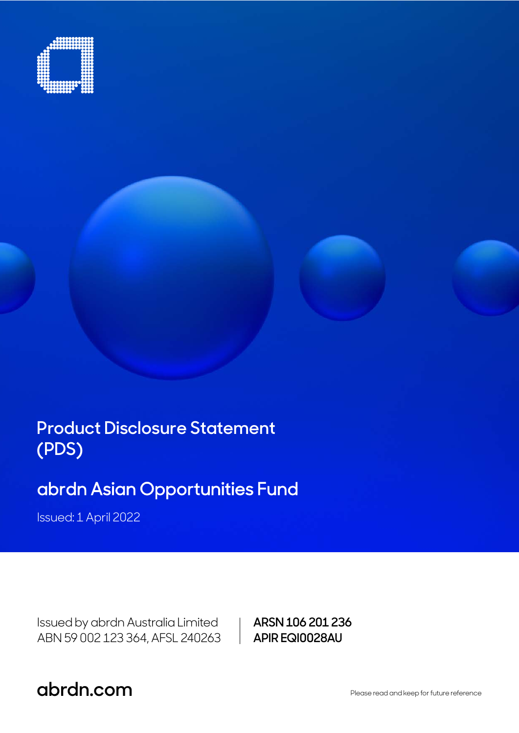# Product Disclosure Statement (PDS)

## abrdn Asian Opportunities Fund

Issued: 1 April 2022

Issued by abrdn Australia Limited
ABN 59 002 123 364, AFSL 240263

**ARSN 106 201 236**
**APIR EQI0028AU**

abrdn.com

Please read and keep for future reference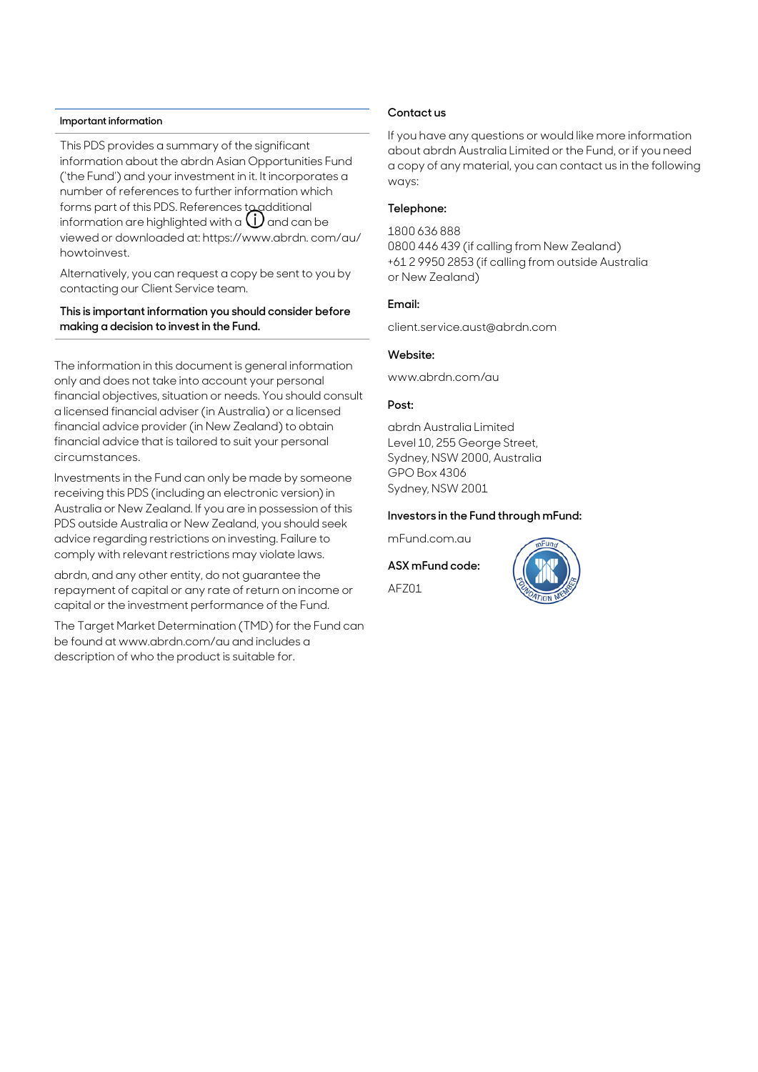## Important information

This PDS provides a summary of the significant information about the abrdn Asian Opportunities Fund ('the Fund') and your investment in it. It incorporates a number of references to further information which forms part of this PDS. References to additional information are highlighted with a ⓘ and can be viewed or downloaded at: https://www.abrdn. com/au/howtoinvest.

Alternatively, you can request a copy be sent to you by contacting our Client Service team.

**This is important information you should consider before making a decision to invest in the Fund.**

The information in this document is general information only and does not take into account your personal financial objectives, situation or needs. You should consult a licensed financial adviser (in Australia) or a licensed financial advice provider (in New Zealand) to obtain financial advice that is tailored to suit your personal circumstances.

Investments in the Fund can only be made by someone receiving this PDS (including an electronic version) in Australia or New Zealand. If you are in possession of this PDS outside Australia or New Zealand, you should seek advice regarding restrictions on investing. Failure to comply with relevant restrictions may violate laws.

abrdn, and any other entity, do not guarantee the repayment of capital or any rate of return on income or capital or the investment performance of the Fund.

The Target Market Determination (TMD) for the Fund can be found at www.abrdn.com/au and includes a description of who the product is suitable for.

## Contact us

If you have any questions or would like more information about abrdn Australia Limited or the Fund, or if you need a copy of any material, you can contact us in the following ways:

**Telephone:**

1800 636 888
0800 446 439 (if calling from New Zealand)
+61 2 9950 2853 (if calling from outside Australia or New Zealand)

**Email:**

client.service.aust@abrdn.com

**Website:**

www.abrdn.com/au

**Post:**

abrdn Australia Limited
Level 10, 255 George Street,
Sydney, NSW 2000, Australia
GPO Box 4306
Sydney, NSW 2001

**Investors in the Fund through mFund:**

mFund.com.au

**ASX mFund code:**

AFZ01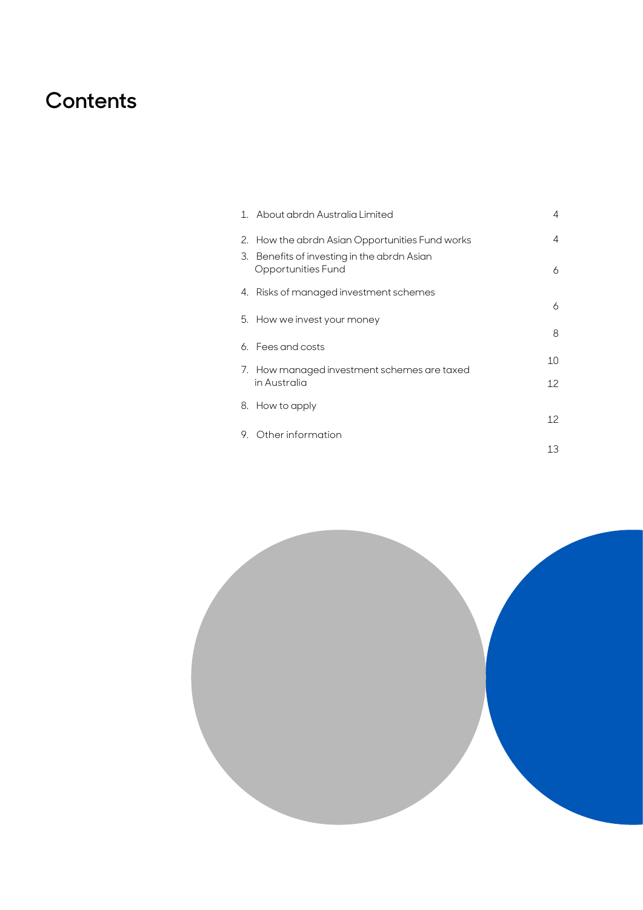# Contents

| | |
|---|---|
| 1. About abrdn Australia Limited | 4 |
| 2. How the abrdn Asian Opportunities Fund works | 4 |
| 3. Benefits of investing in the abrdn Asian Opportunities Fund | 6 |
| 4. Risks of managed investment schemes | 6 |
| 5. How we invest your money | 8 |
| 6. Fees and costs | 10 |
| 7. How managed investment schemes are taxed in Australia | 12 |
| 8. How to apply | 12 |
| 9. Other information | 13 |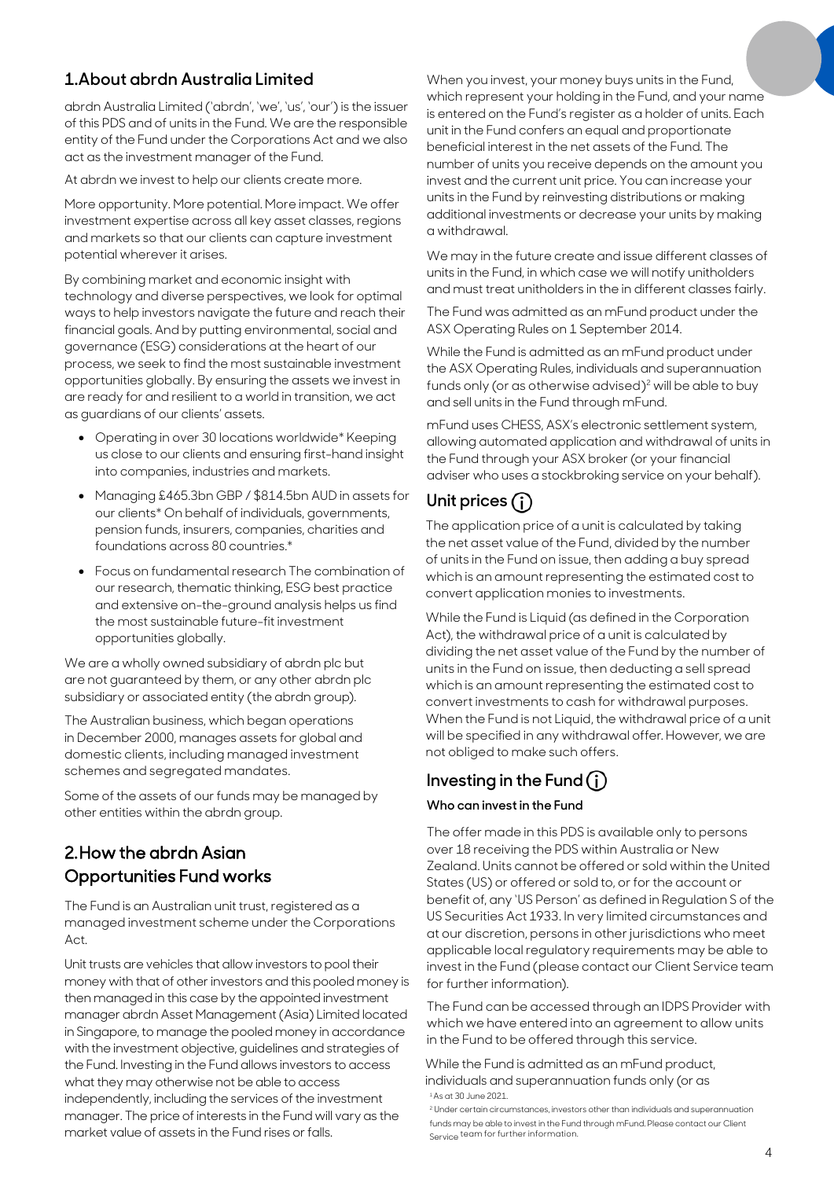## 1. About abrdn Australia Limited

abrdn Australia Limited ('abrdn', 'we', 'us', 'our') is the issuer of this PDS and of units in the Fund. We are the responsible entity of the Fund under the Corporations Act and we also act as the investment manager of the Fund.

At abrdn we invest to help our clients create more.

More opportunity. More potential. More impact. We offer investment expertise across all key asset classes, regions and markets so that our clients can capture investment potential wherever it arises.

By combining market and economic insight with technology and diverse perspectives, we look for optimal ways to help investors navigate the future and reach their financial goals. And by putting environmental, social and governance (ESG) considerations at the heart of our process, we seek to find the most sustainable investment opportunities globally. By ensuring the assets we invest in are ready for and resilient to a world in transition, we act as guardians of our clients' assets.

- Operating in over 30 locations worldwide* Keeping us close to our clients and ensuring first-hand insight into companies, industries and markets.
- Managing £465.3bn GBP / $814.5bn AUD in assets for our clients* On behalf of individuals, governments, pension funds, insurers, companies, charities and foundations across 80 countries.*
- Focus on fundamental research The combination of our research, thematic thinking, ESG best practice and extensive on-the-ground analysis helps us find the most sustainable future-fit investment opportunities globally.

We are a wholly owned subsidiary of abrdn plc but are not guaranteed by them, or any other abrdn plc subsidiary or associated entity (the abrdn group).

The Australian business, which began operations in December 2000, manages assets for global and domestic clients, including managed investment schemes and segregated mandates.

Some of the assets of our funds may be managed by other entities within the abrdn group.

## 2. How the abrdn Asian Opportunities Fund works

The Fund is an Australian unit trust, registered as a managed investment scheme under the Corporations Act.

Unit trusts are vehicles that allow investors to pool their money with that of other investors and this pooled money is then managed in this case by the appointed investment manager abrdn Asset Management (Asia) Limited located in Singapore, to manage the pooled money in accordance with the investment objective, guidelines and strategies of the Fund. Investing in the Fund allows investors to access what they may otherwise not be able to access independently, including the services of the investment manager. The price of interests in the Fund will vary as the market value of assets in the Fund rises or falls.

When you invest, your money buys units in the Fund, which represent your holding in the Fund, and your name is entered on the Fund's register as a holder of units. Each unit in the Fund confers an equal and proportionate beneficial interest in the net assets of the Fund. The number of units you receive depends on the amount you invest and the current unit price. You can increase your units in the Fund by reinvesting distributions or making additional investments or decrease your units by making a withdrawal.

We may in the future create and issue different classes of units in the Fund, in which case we will notify unitholders and must treat unitholders in the different classes fairly.

The Fund was admitted as an mFund product under the ASX Operating Rules on 1 September 2014.

While the Fund is admitted as an mFund product under the ASX Operating Rules, individuals and superannuation funds only (or as otherwise advised)[2] will be able to buy and sell units in the Fund through mFund.

mFund uses CHESS, ASX's electronic settlement system, allowing automated application and withdrawal of units in the Fund through your ASX broker (or your financial adviser who uses a stockbroking service on your behalf).

### Unit prices

The application price of a unit is calculated by taking the net asset value of the Fund, divided by the number of units in the Fund on issue, then adding a buy spread which is an amount representing the estimated cost to convert application monies to investments.

While the Fund is Liquid (as defined in the Corporation Act), the withdrawal price of a unit is calculated by dividing the net asset value of the Fund by the number of units in the Fund on issue, then deducting a sell spread which is an amount representing the estimated cost to convert investments to cash for withdrawal purposes. When the Fund is not Liquid, the withdrawal price of a unit will be specified in any withdrawal offer. However, we are not obliged to make such offers.

### Investing in the Fund

**Who can invest in the Fund**

The offer made in this PDS is available only to persons over 18 receiving the PDS within Australia or New Zealand. Units cannot be offered or sold within the United States (US) or offered or sold to, or for the account or benefit of, any 'US Person' as defined in Regulation S of the US Securities Act 1933. In very limited circumstances and at our discretion, persons in other jurisdictions who meet applicable local regulatory requirements may be able to invest in the Fund (please contact our Client Service team for further information).

The Fund can be accessed through an IDPS Provider with which we have entered into an agreement to allow units in the Fund to be offered through this service.

While the Fund is admitted as an mFund product, individuals and superannuation funds only (or as

[1] As at 30 June 2021.

[2] Under certain circumstances, investors other than individuals and superannuation funds may be able to invest in the Fund through mFund. Please contact our Client Service team for further information.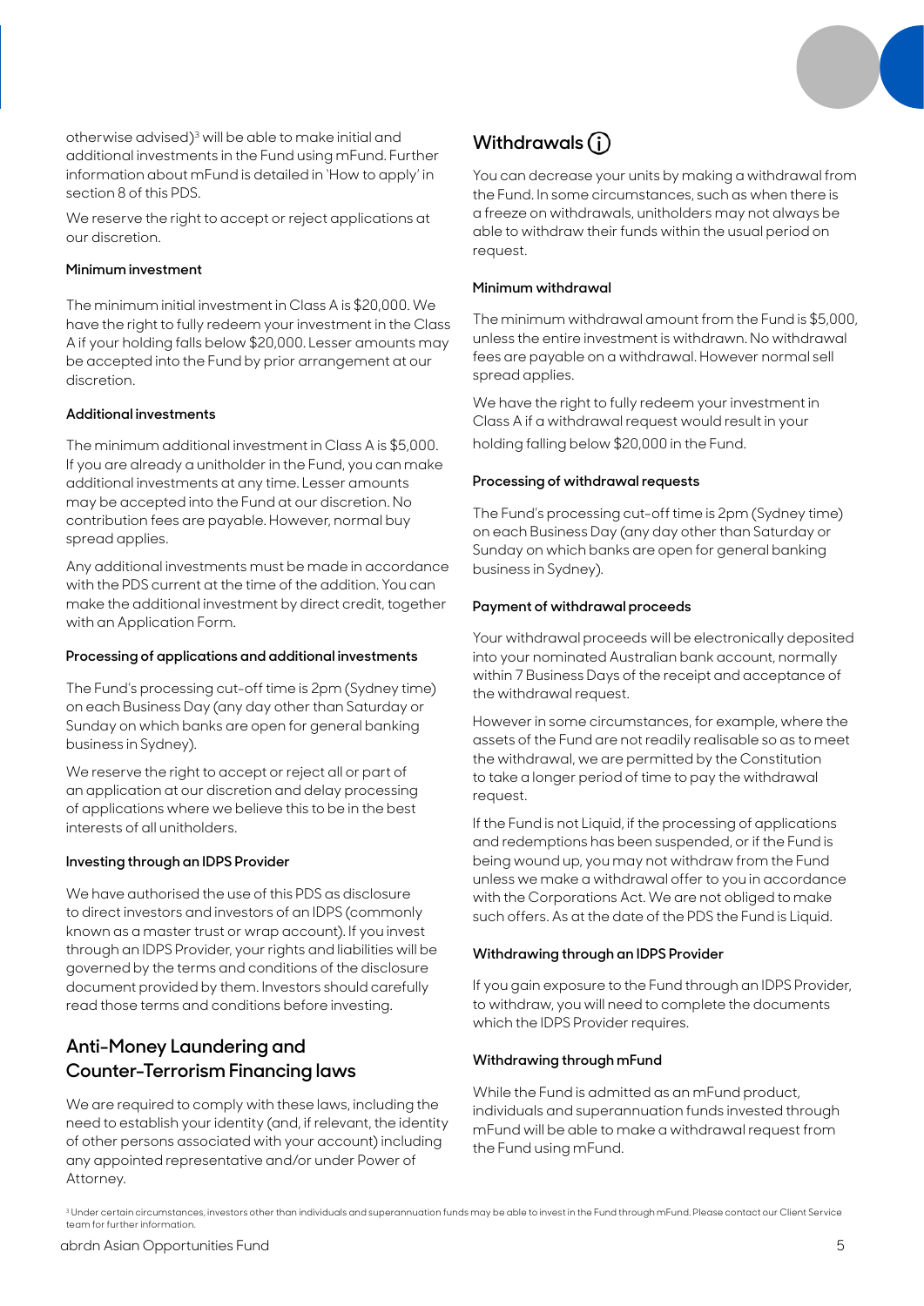otherwise advised)[3] will be able to make initial and additional investments in the Fund using mFund. Further information about mFund is detailed in 'How to apply' in section 8 of this PDS.

We reserve the right to accept or reject applications at our discretion.

#### Minimum investment

The minimum initial investment in Class A is $20,000. We have the right to fully redeem your investment in the Class A if your holding falls below $20,000. Lesser amounts may be accepted into the Fund by prior arrangement at our discretion.

#### Additional investments

The minimum additional investment in Class A is $5,000. If you are already a unitholder in the Fund, you can make additional investments at any time. Lesser amounts may be accepted into the Fund at our discretion. No contribution fees are payable. However, normal buy spread applies.

Any additional investments must be made in accordance with the PDS current at the time of the addition. You can make the additional investment by direct credit, together with an Application Form.

#### Processing of applications and additional investments

The Fund's processing cut-off time is 2pm (Sydney time) on each Business Day (any day other than Saturday or Sunday on which banks are open for general banking business in Sydney).

We reserve the right to accept or reject all or part of an application at our discretion and delay processing of applications where we believe this to be in the best interests of all unitholders.

#### Investing through an IDPS Provider

We have authorised the use of this PDS as disclosure to direct investors and investors of an IDPS (commonly known as a master trust or wrap account). If you invest through an IDPS Provider, your rights and liabilities will be governed by the terms and conditions of the disclosure document provided by them. Investors should carefully read those terms and conditions before investing.

## Anti-Money Laundering and Counter-Terrorism Financing laws

We are required to comply with these laws, including the need to establish your identity (and, if relevant, the identity of other persons associated with your account) including any appointed representative and/or under Power of Attorney.

## Withdrawals ⓘ

You can decrease your units by making a withdrawal from the Fund. In some circumstances, such as when there is a freeze on withdrawals, unitholders may not always be able to withdraw their funds within the usual period on request.

#### Minimum withdrawal

The minimum withdrawal amount from the Fund is $5,000, unless the entire investment is withdrawn. No withdrawal fees are payable on a withdrawal. However normal sell spread applies.

We have the right to fully redeem your investment in Class A if a withdrawal request would result in your holding falling below $20,000 in the Fund.

#### Processing of withdrawal requests

The Fund's processing cut-off time is 2pm (Sydney time) on each Business Day (any day other than Saturday or Sunday on which banks are open for general banking business in Sydney).

#### Payment of withdrawal proceeds

Your withdrawal proceeds will be electronically deposited into your nominated Australian bank account, normally within 7 Business Days of the receipt and acceptance of the withdrawal request.

However in some circumstances, for example, where the assets of the Fund are not readily realisable so as to meet the withdrawal, we are permitted by the Constitution to take a longer period of time to pay the withdrawal request.

If the Fund is not Liquid, if the processing of applications and redemptions has been suspended, or if the Fund is being wound up, you may not withdraw from the Fund unless we make a withdrawal offer to you in accordance with the Corporations Act. We are not obliged to make such offers. As at the date of the PDS the Fund is Liquid.

#### Withdrawing through an IDPS Provider

If you gain exposure to the Fund through an IDPS Provider, to withdraw, you will need to complete the documents which the IDPS Provider requires.

#### Withdrawing through mFund

While the Fund is admitted as an mFund product, individuals and superannuation funds invested through mFund will be able to make a withdrawal request from the Fund using mFund.

[3] Under certain circumstances, investors other than individuals and superannuation funds may be able to invest in the Fund through mFund. Please contact our Client Service team for further information.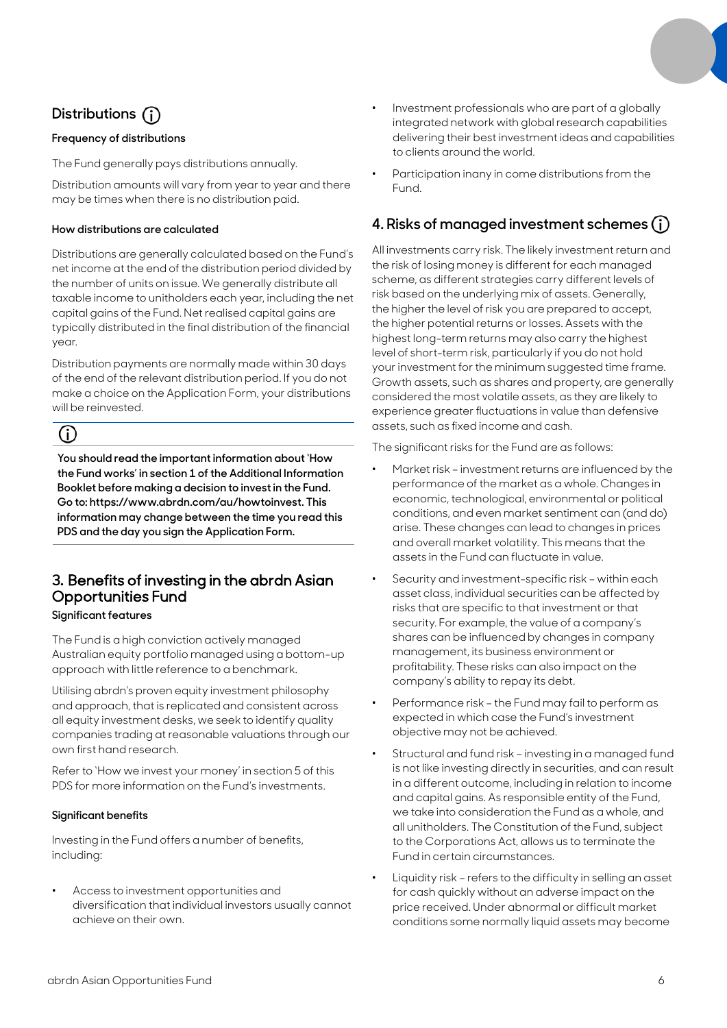## Distributions ⓘ

### Frequency of distributions

The Fund generally pays distributions annually.

Distribution amounts will vary from year to year and there may be times when there is no distribution paid.

### How distributions are calculated

Distributions are generally calculated based on the Fund's net income at the end of the distribution period divided by the number of units on issue. We generally distribute all taxable income to unitholders each year, including the net capital gains of the Fund. Net realised capital gains are typically distributed in the final distribution of the financial year.

Distribution payments are normally made within 30 days of the end of the relevant distribution period. If you do not make a choice on the Application Form, your distributions will be reinvested.

ⓘ

**You should read the important information about 'How the Fund works' in section 1 of the Additional Information Booklet before making a decision to invest in the Fund. Go to: https://www.abrdn.com/au/howtoinvest. This information may change between the time you read this PDS and the day you sign the Application Form.**

## 3. Benefits of investing in the abrdn Asian Opportunities Fund

### Significant features

The Fund is a high conviction actively managed Australian equity portfolio managed using a bottom-up approach with little reference to a benchmark.

Utilising abrdn's proven equity investment philosophy and approach, that is replicated and consistent across all equity investment desks, we seek to identify quality companies trading at reasonable valuations through our own first hand research.

Refer to 'How we invest your money' in section 5 of this PDS for more information on the Fund's investments.

### Significant benefits

Investing in the Fund offers a number of benefits, including:

- Access to investment opportunities and diversification that individual investors usually cannot achieve on their own.
- Investment professionals who are part of a globally integrated network with global research capabilities delivering their best investment ideas and capabilities to clients around the world.
- Participation inany in come distributions from the Fund.

## 4. Risks of managed investment schemes ⓘ

All investments carry risk. The likely investment return and the risk of losing money is different for each managed scheme, as different strategies carry different levels of risk based on the underlying mix of assets. Generally, the higher the level of risk you are prepared to accept, the higher the potential returns or losses. Assets with the highest long-term returns may also carry the highest level of short-term risk, particularly if you do not hold your investment for the minimum suggested time frame. Growth assets, such as shares and property, are generally considered the most volatile assets, as they are likely to experience greater fluctuations in value than defensive assets, such as fixed income and cash.

The significant risks for the Fund are as follows:

- Market risk – investment returns are influenced by the performance of the market as a whole. Changes in economic, technological, environmental or political conditions, and even market sentiment can (and do) arise. These changes can lead to changes in prices and overall market volatility. This means that the assets in the Fund can fluctuate in value.
- Security and investment-specific risk – within each asset class, individual securities can be affected by risks that are specific to that investment or that security. For example, the value of a company's shares can be influenced by changes in company management, its business environment or profitability. These risks can also impact on the company's ability to repay its debt.
- Performance risk – the Fund may fail to perform as expected in which case the Fund's investment objective may not be achieved.
- Structural and fund risk – investing in a managed fund is not like investing directly in securities, and can result in a different outcome, including in relation to income and capital gains. As responsible entity of the Fund, we take into consideration the Fund as a whole, and all unitholders. The Constitution of the Fund, subject to the Corporations Act, allows us to terminate the Fund in certain circumstances.
- Liquidity risk – refers to the difficulty in selling an asset for cash quickly without an adverse impact on the price received. Under abnormal or difficult market conditions some normally liquid assets may become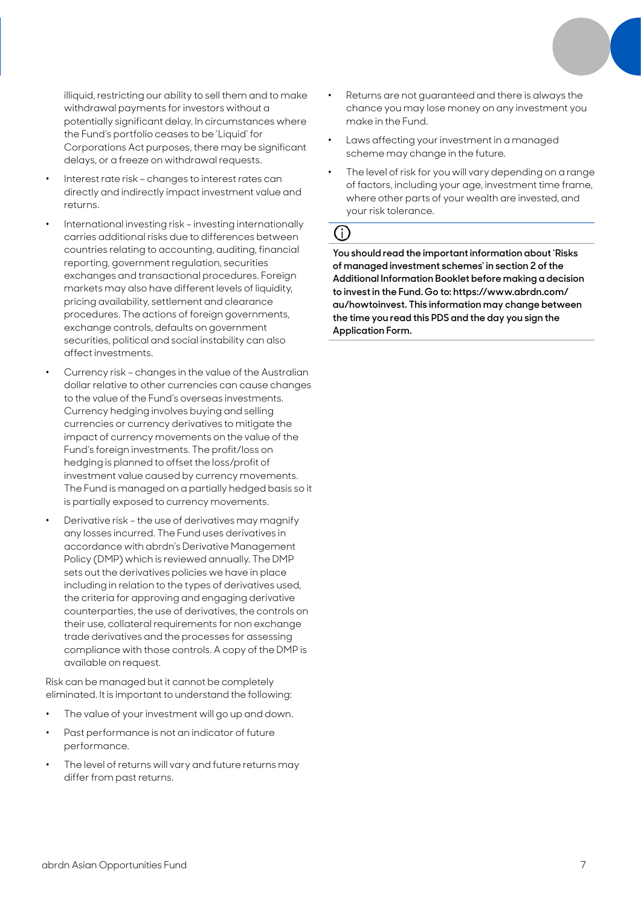illiquid, restricting our ability to sell them and to make withdrawal payments for investors without a potentially significant delay. In circumstances where the Fund's portfolio ceases to be 'Liquid' for Corporations Act purposes, there may be significant delays, or a freeze on withdrawal requests.

- Interest rate risk – changes to interest rates can directly and indirectly impact investment value and returns.
- International investing risk – investing internationally carries additional risks due to differences between countries relating to accounting, auditing, financial reporting, government regulation, securities exchanges and transactional procedures. Foreign markets may also have different levels of liquidity, pricing availability, settlement and clearance procedures. The actions of foreign governments, exchange controls, defaults on government securities, political and social instability can also affect investments.
- Currency risk – changes in the value of the Australian dollar relative to other currencies can cause changes to the value of the Fund's overseas investments. Currency hedging involves buying and selling currencies or currency derivatives to mitigate the impact of currency movements on the value of the Fund's foreign investments. The profit/loss on hedging is planned to offset the loss/profit of investment value caused by currency movements. The Fund is managed on a partially hedged basis so it is partially exposed to currency movements.
- Derivative risk – the use of derivatives may magnify any losses incurred. The Fund uses derivatives in accordance with abrdn's Derivative Management Policy (DMP) which is reviewed annually. The DMP sets out the derivatives policies we have in place including in relation to the types of derivatives used, the criteria for approving and engaging derivative counterparties, the use of derivatives, the controls on their use, collateral requirements for non exchange trade derivatives and the processes for assessing compliance with those controls. A copy of the DMP is available on request.

Risk can be managed but it cannot be completely eliminated. It is important to understand the following:

- The value of your investment will go up and down.
- Past performance is not an indicator of future performance.
- The level of returns will vary and future returns may differ from past returns.
- Returns are not guaranteed and there is always the chance you may lose money on any investment you make in the Fund.
- Laws affecting your investment in a managed scheme may change in the future.
- The level of risk for you will vary depending on a range of factors, including your age, investment time frame, where other parts of your wealth are invested, and your risk tolerance.

**You should read the important information about 'Risks of managed investment schemes' in section 2 of the Additional Information Booklet before making a decision to invest in the Fund. Go to: https://www.abrdn.com/au/howtoinvest. This information may change between the time you read this PDS and the day you sign the Application Form.**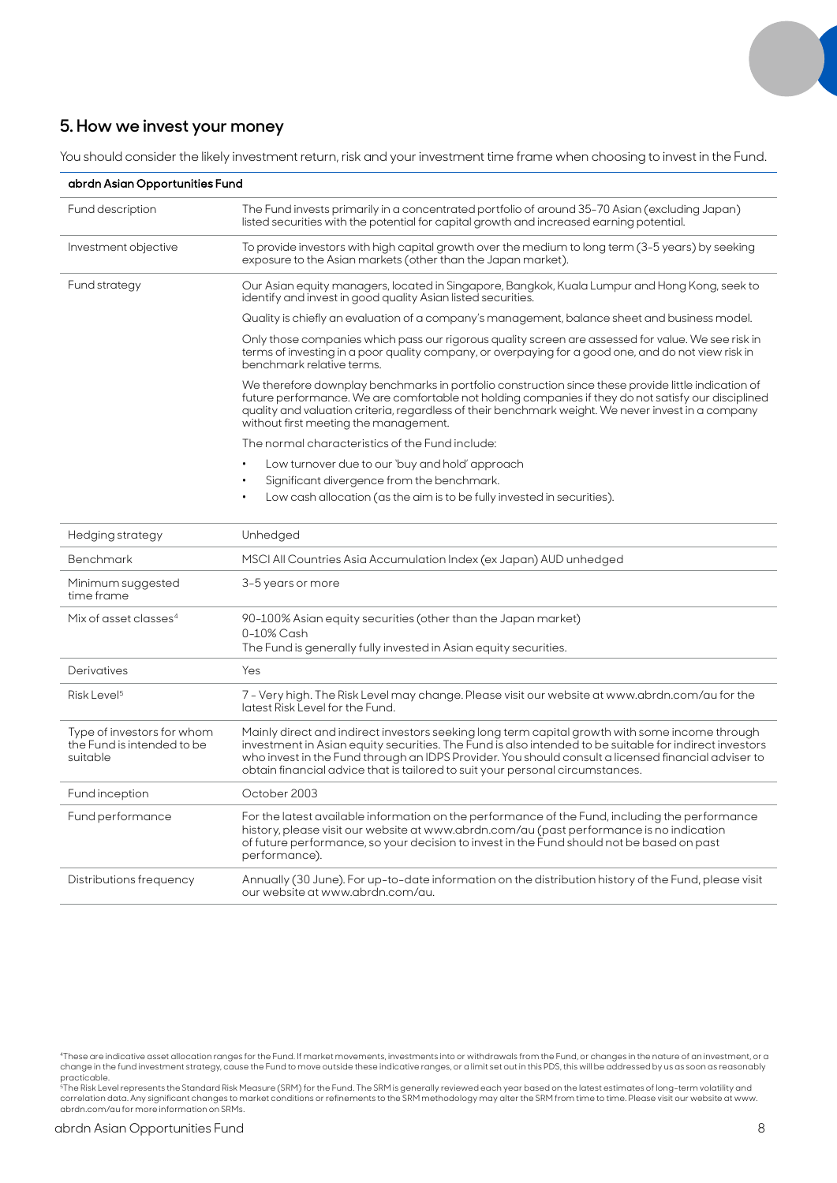## 5. How we invest your money

You should consider the likely investment return, risk and your investment time frame when choosing to invest in the Fund.

| abrdn Asian Opportunities Fund | |
|---|---|
| Fund description | The Fund invests primarily in a concentrated portfolio of around 35-70 Asian (excluding Japan) listed securities with the potential for capital growth and increased earning potential. |
| Investment objective | To provide investors with high capital growth over the medium to long term (3-5 years) by seeking exposure to the Asian markets (other than the Japan market). |
| Fund strategy | Our Asian equity managers, located in Singapore, Bangkok, Kuala Lumpur and Hong Kong, seek to identify and invest in good quality Asian listed securities.<br><br>Quality is chiefly an evaluation of a company's management, balance sheet and business model.<br><br>Only those companies which pass our rigorous quality screen are assessed for value. We see risk in terms of investing in a poor quality company, or overpaying for a good one, and do not view risk in benchmark relative terms.<br><br>We therefore downplay benchmarks in portfolio construction since these provide little indication of future performance. We are comfortable not holding companies if they do not satisfy our disciplined quality and valuation criteria, regardless of their benchmark weight. We never invest in a company without first meeting the management.<br><br>The normal characteristics of the Fund include:<br>• Low turnover due to our 'buy and hold' approach<br>• Significant divergence from the benchmark.<br>• Low cash allocation (as the aim is to be fully invested in securities). |
| Hedging strategy | Unhedged |
| Benchmark | MSCI All Countries Asia Accumulation Index (ex Japan) AUD unhedged |
| Minimum suggested time frame | 3-5 years or more |
| Mix of asset classes[4] | 90-100% Asian equity securities (other than the Japan market)<br>0-10% Cash<br>The Fund is generally fully invested in Asian equity securities. |
| Derivatives | Yes |
| Risk Level[5] | 7 - Very high. The Risk Level may change. Please visit our website at www.abrdn.com/au for the latest Risk Level for the Fund. |
| Type of investors for whom the Fund is intended to be suitable | Mainly direct and indirect investors seeking long term capital growth with some income through investment in Asian equity securities. The Fund is also intended to be suitable for indirect investors who invest in the Fund through an IDPS Provider. You should consult a licensed financial adviser to obtain financial advice that is tailored to suit your personal circumstances. |
| Fund inception | October 2003 |
| Fund performance | For the latest available information on the performance of the Fund, including the performance history, please visit our website at www.abrdn.com/au (past performance is no indication of future performance, so your decision to invest in the Fund should not be based on past performance). |
| Distributions frequency | Annually (30 June). For up-to-date information on the distribution history of the Fund, please visit our website at www.abrdn.com/au. |

[4]These are indicative asset allocation ranges for the Fund. If market movements, investments into or withdrawals from the Fund, or changes in the nature of an investment, or a change in the fund investment strategy, cause the Fund to move outside these indicative ranges, or a limit set out in this PDS, this will be addressed by us as soon as reasonably practicable.

[5]The Risk Level represents the Standard Risk Measure (SRM) for the Fund. The SRM is generally reviewed each year based on the latest estimates of long-term volatility and correlation data. Any significant changes to market conditions or refinements to the SRM methodology may alter the SRM from time to time. Please visit our website at www.abrdn.com/au for more information on SRMs.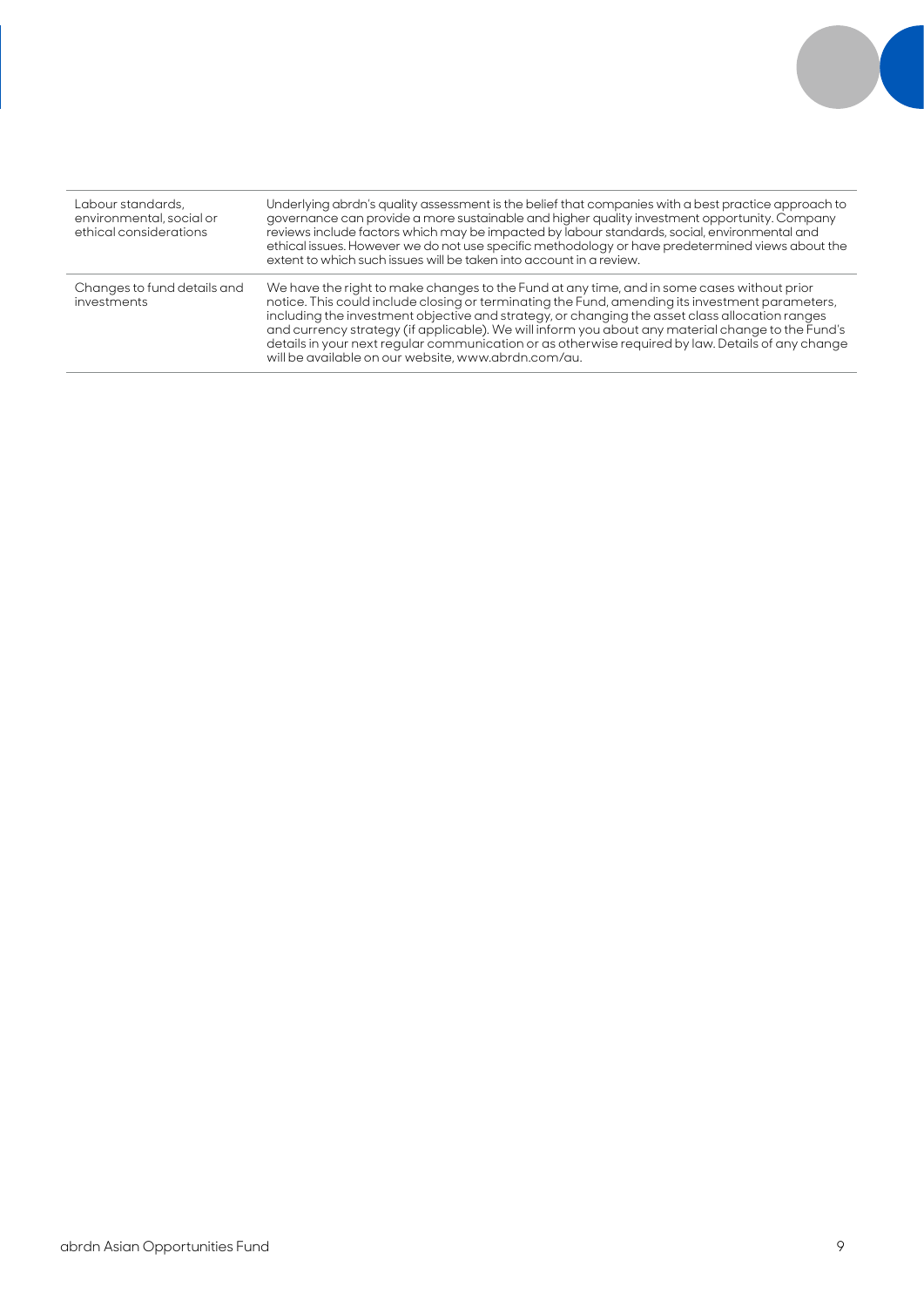| | |
|---|---|
| Labour standards, environmental, social or ethical considerations | Underlying abrdn's quality assessment is the belief that companies with a best practice approach to governance can provide a more sustainable and higher quality investment opportunity. Company reviews include factors which may be impacted by labour standards, social, environmental and ethical issues. However we do not use specific methodology or have predetermined views about the extent to which such issues will be taken into account in a review. |
| Changes to fund details and investments | We have the right to make changes to the Fund at any time, and in some cases without prior notice. This could include closing or terminating the Fund, amending its investment parameters, including the investment objective and strategy, or changing the asset class allocation ranges and currency strategy (if applicable). We will inform you about any material change to the Fund's details in your next regular communication or as otherwise required by law. Details of any change will be available on our website, www.abrdn.com/au. |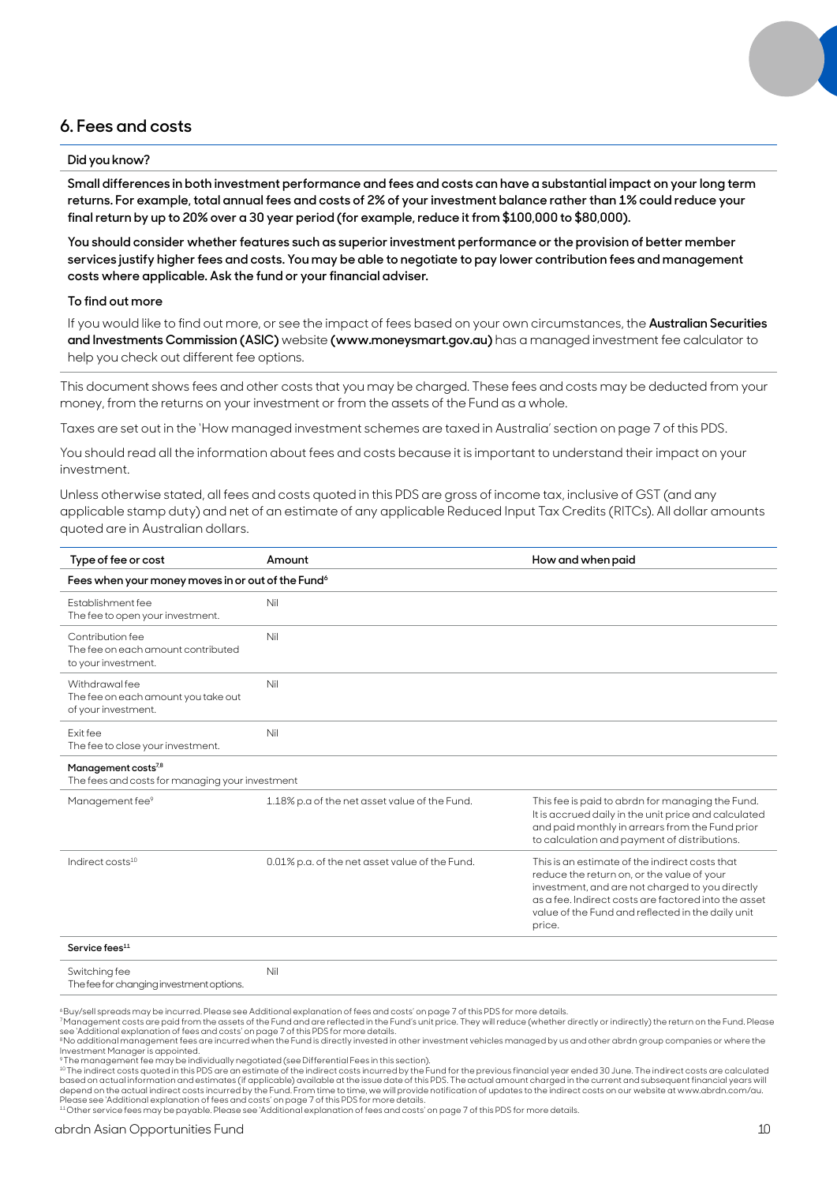## 6. Fees and costs

**Did you know?**

**Small differences in both investment performance and fees and costs can have a substantial impact on your long term returns. For example, total annual fees and costs of 2% of your investment balance rather than 1% could reduce your final return by up to 20% over a 30 year period (for example, reduce it from $100,000 to $80,000).**

**You should consider whether features such as superior investment performance or the provision of better member services justify higher fees and costs. You may be able to negotiate to pay lower contribution fees and management costs where applicable. Ask the fund or your financial adviser.**

**To find out more**

If you would like to find out more, or see the impact of fees based on your own circumstances, the **Australian Securities and Investments Commission (ASIC)** website **(www.moneysmart.gov.au)** has a managed investment fee calculator to help you check out different fee options.

This document shows fees and other costs that you may be charged. These fees and costs may be deducted from your money, from the returns on your investment or from the assets of the Fund as a whole.

Taxes are set out in the 'How managed investment schemes are taxed in Australia' section on page 7 of this PDS.

You should read all the information about fees and costs because it is important to understand their impact on your investment.

Unless otherwise stated, all fees and costs quoted in this PDS are gross of income tax, inclusive of GST (and any applicable stamp duty) and net of an estimate of any applicable Reduced Input Tax Credits (RITCs). All dollar amounts quoted are in Australian dollars.

| Type of fee or cost | Amount | How and when paid |
|---|---|---|
| **Fees when your money moves in or out of the Fund[6]** | | |
| Establishment fee<br>The fee to open your investment. | Nil | |
| Contribution fee<br>The fee on each amount contributed to your investment. | Nil | |
| Withdrawal fee<br>The fee on each amount you take out of your investment. | Nil | |
| Exit fee<br>The fee to close your investment. | Nil | |
| **Management costs[7,8]**<br>The fees and costs for managing your investment | | |
| Management fee[9] | 1.18% p.a of the net asset value of the Fund. | This fee is paid to abrdn for managing the Fund. It is accrued daily in the unit price and calculated and paid monthly in arrears from the Fund prior to calculation and payment of distributions. |
| Indirect costs[10] | 0.01% p.a. of the net asset value of the Fund. | This is an estimate of the indirect costs that reduce the return on, or the value of your investment, and are not charged to you directly as a fee. Indirect costs are factored into the asset value of the Fund and reflected in the daily unit price. |
| **Service fees[11]** | | |
| Switching fee<br>The fee for changing investment options. | Nil | |

[6] Buy/sell spreads may be incurred. Please see Additional explanation of fees and costs' on page 7 of this PDS for more details.
[7] Management costs are paid from the assets of the Fund and are reflected in the Fund's unit price. They will reduce (whether directly or indirectly) the return on the Fund. Please see 'Additional explanation of fees and costs' on page 7 of this PDS for more details.
[8] No additional management fees are incurred when the Fund is directly invested in other investment vehicles managed by us and other abrdn group companies or where the Investment Manager is appointed.
[9] The management fee may be individually negotiated (see Differential Fees in this section).
[10] The indirect costs quoted in this PDS are an estimate of the indirect costs incurred by the Fund for the previous financial year ended 30 June. The indirect costs are calculated based on actual information and estimates (if applicable) available at the issue date of this PDS. The actual amount charged in the current and subsequent financial years will depend on the actual indirect costs incurred by the Fund. From time to time, we will provide notification of updates to the indirect costs on our website at www.abrdn.com/au. Please see 'Additional explanation of fees and costs' on page 7 of this PDS for more details.
[11] Other service fees may be payable. Please see 'Additional explanation of fees and costs' on page 7 of this PDS for more details.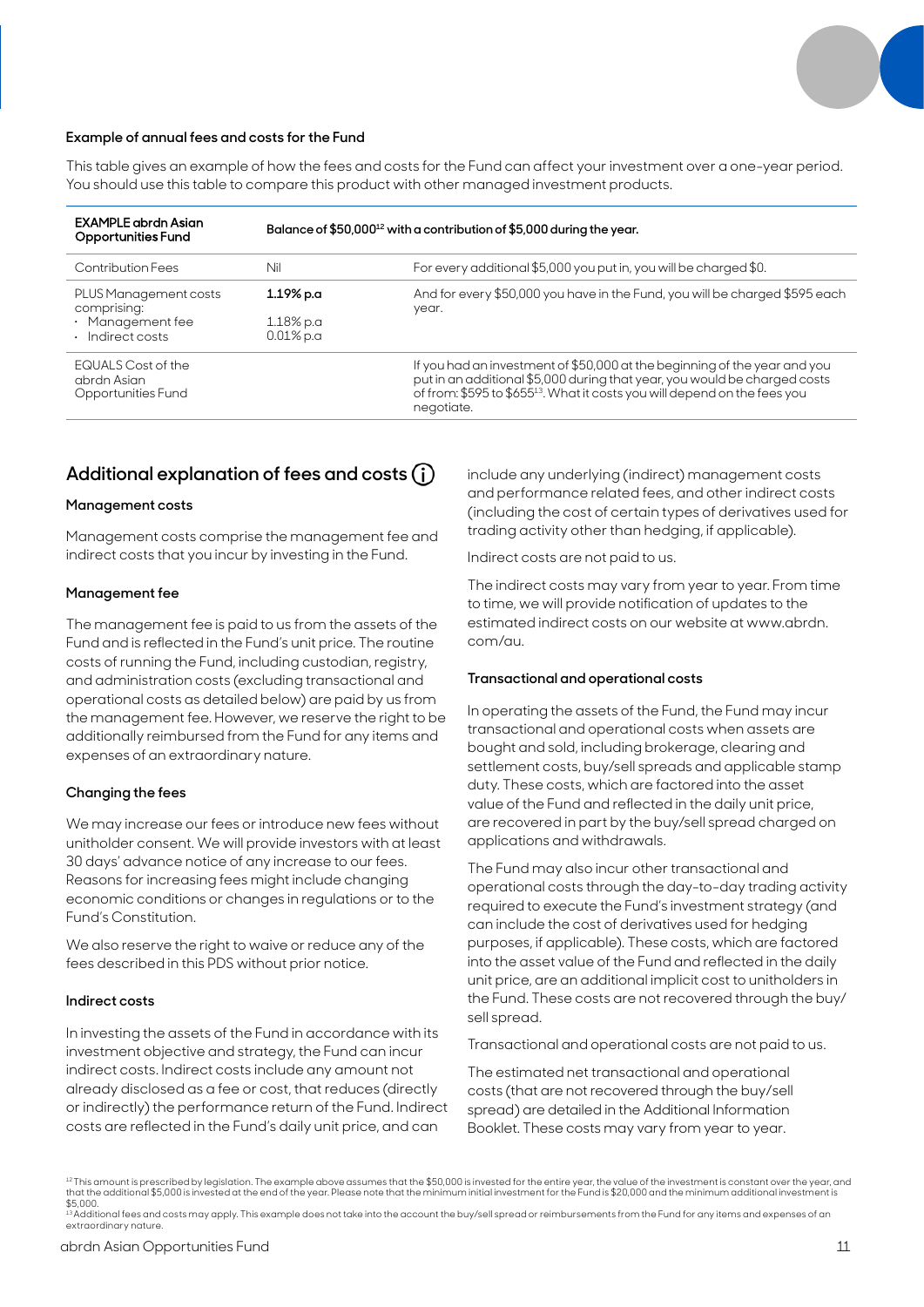#### Example of annual fees and costs for the Fund

This table gives an example of how the fees and costs for the Fund can affect your investment over a one-year period. You should use this table to compare this product with other managed investment products.

| EXAMPLE abrdn Asian Opportunities Fund | Balance of $50,000[12] with a contribution of $5,000 during the year. | |
|---|---|---|
| Contribution Fees | Nil | For every additional $5,000 you put in, you will be charged $0. |
| PLUS Management costs comprising:<br>· Management fee<br>· Indirect costs | **1.19% p.a**<br><br>1.18% p.a<br>0.01% p.a | And for every $50,000 you have in the Fund, you will be charged $595 each year. |
| EQUALS Cost of the abrdn Asian Opportunities Fund | | If you had an investment of $50,000 at the beginning of the year and you put in an additional $5,000 during that year, you would be charged costs of from: $595 to $655[13]. What it costs you will depend on the fees you negotiate. |

## Additional explanation of fees and costs

#### Management costs

Management costs comprise the management fee and indirect costs that you incur by investing in the Fund.

#### Management fee

The management fee is paid to us from the assets of the Fund and is reflected in the Fund's unit price. The routine costs of running the Fund, including custodian, registry, and administration costs (excluding transactional and operational costs as detailed below) are paid by us from the management fee. However, we reserve the right to be additionally reimbursed from the Fund for any items and expenses of an extraordinary nature.

#### Changing the fees

We may increase our fees or introduce new fees without unitholder consent. We will provide investors with at least 30 days' advance notice of any increase to our fees. Reasons for increasing fees might include changing economic conditions or changes in regulations or to the Fund's Constitution.

We also reserve the right to waive or reduce any of the fees described in this PDS without prior notice.

#### Indirect costs

In investing the assets of the Fund in accordance with its investment objective and strategy, the Fund can incur indirect costs. Indirect costs include any amount not already disclosed as a fee or cost, that reduces (directly or indirectly) the performance return of the Fund. Indirect costs are reflected in the Fund's daily unit price, and can include any underlying (indirect) management costs and performance related fees, and other indirect costs (including the cost of certain types of derivatives used for trading activity other than hedging, if applicable).

Indirect costs are not paid to us.

The indirect costs may vary from year to year. From time to time, we will provide notification of updates to the estimated indirect costs on our website at www.abrdn.com/au.

#### Transactional and operational costs

In operating the assets of the Fund, the Fund may incur transactional and operational costs when assets are bought and sold, including brokerage, clearing and settlement costs, buy/sell spreads and applicable stamp duty. These costs, which are factored into the asset value of the Fund and reflected in the daily unit price, are recovered in part by the buy/sell spread charged on applications and withdrawals.

The Fund may also incur other transactional and operational costs through the day-to-day trading activity required to execute the Fund's investment strategy (and can include the cost of derivatives used for hedging purposes, if applicable). These costs, which are factored into the asset value of the Fund and reflected in the daily unit price, are an additional implicit cost to unitholders in the Fund. These costs are not recovered through the buy/sell spread.

Transactional and operational costs are not paid to us.

The estimated net transactional and operational costs (that are not recovered through the buy/sell spread) are detailed in the Additional Information Booklet. These costs may vary from year to year.

[12] This amount is prescribed by legislation. The example above assumes that the $50,000 is invested for the entire year, the value of the investment is constant over the year, and that the additional $5,000 is invested at the end of the year. Please note that the minimum initial investment for the Fund is $20,000 and the minimum additional investment is $5,000.

[13] Additional fees and costs may apply. This example does not take into the account the buy/sell spread or reimbursements from the Fund for any items and expenses of an extraordinary nature.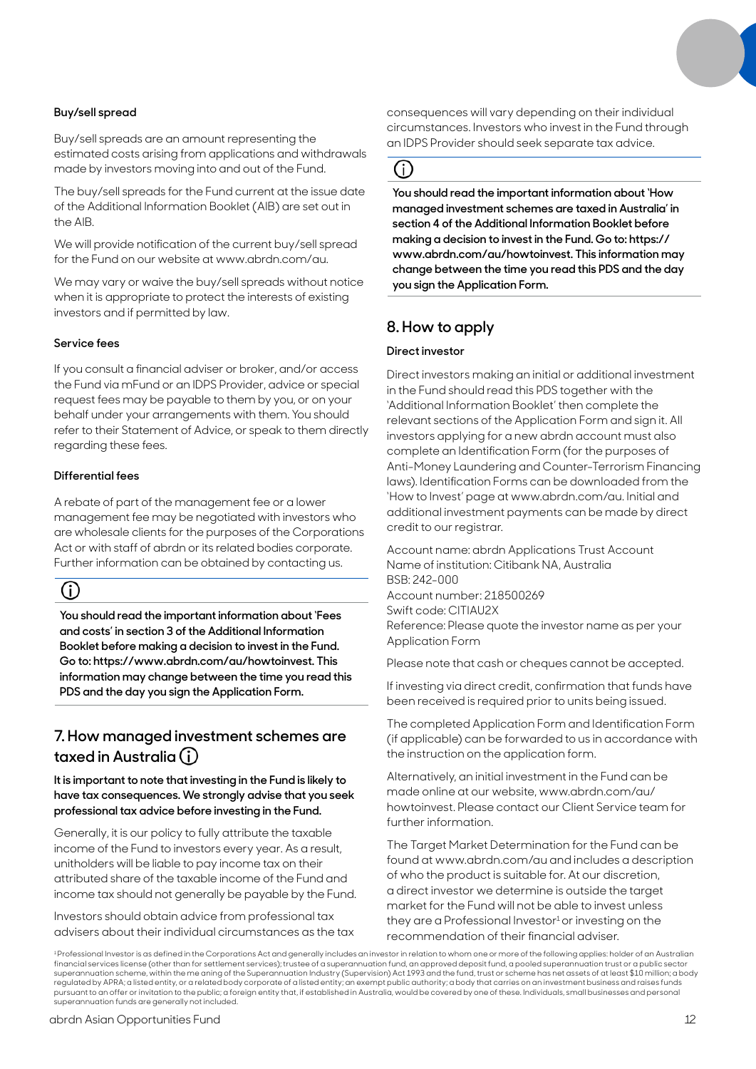### Buy/sell spread

Buy/sell spreads are an amount representing the estimated costs arising from applications and withdrawals made by investors moving into and out of the Fund.

The buy/sell spreads for the Fund current at the issue date of the Additional Information Booklet (AIB) are set out in the AIB.

We will provide notification of the current buy/sell spread for the Fund on our website at www.abrdn.com/au.

We may vary or waive the buy/sell spreads without notice when it is appropriate to protect the interests of existing investors and if permitted by law.

### Service fees

If you consult a financial adviser or broker, and/or access the Fund via mFund or an IDPS Provider, advice or special request fees may be payable to them by you, or on your behalf under your arrangements with them. You should refer to their Statement of Advice, or speak to them directly regarding these fees.

### Differential fees

A rebate of part of the management fee or a lower management fee may be negotiated with investors who are wholesale clients for the purposes of the Corporations Act or with staff of abrdn or its related bodies corporate. Further information can be obtained by contacting us.

**You should read the important information about 'Fees and costs' in section 3 of the Additional Information Booklet before making a decision to invest in the Fund. Go to: https://www.abrdn.com/au/howtoinvest. This information may change between the time you read this PDS and the day you sign the Application Form.**

## 7. How managed investment schemes are taxed in Australia

**It is important to note that investing in the Fund is likely to have tax consequences. We strongly advise that you seek professional tax advice before investing in the Fund.**

Generally, it is our policy to fully attribute the taxable income of the Fund to investors every year. As a result, unitholders will be liable to pay income tax on their attributed share of the taxable income of the Fund and income tax should not generally be payable by the Fund.

Investors should obtain advice from professional tax advisers about their individual circumstances as the tax consequences will vary depending on their individual circumstances. Investors who invest in the Fund through an IDPS Provider should seek separate tax advice.

**You should read the important information about 'How managed investment schemes are taxed in Australia' in section 4 of the Additional Information Booklet before making a decision to invest in the Fund. Go to: https://www.abrdn.com/au/howtoinvest. This information may change between the time you read this PDS and the day you sign the Application Form.**

## 8. How to apply

### Direct investor

Direct investors making an initial or additional investment in the Fund should read this PDS together with the 'Additional Information Booklet' then complete the relevant sections of the Application Form and sign it. All investors applying for a new abrdn account must also complete an Identification Form (for the purposes of Anti-Money Laundering and Counter-Terrorism Financing laws). Identification Forms can be downloaded from the 'How to Invest' page at www.abrdn.com/au. Initial and additional investment payments can be made by direct credit to our registrar.

Account name: abrdn Applications Trust Account
Name of institution: Citibank NA, Australia
BSB: 242-000
Account number: 218500269
Swift code: CITIAU2X
Reference: Please quote the investor name as per your Application Form

Please note that cash or cheques cannot be accepted.

If investing via direct credit, confirmation that funds have been received is required prior to units being issued.

The completed Application Form and Identification Form (if applicable) can be forwarded to us in accordance with the instruction on the application form.

Alternatively, an initial investment in the Fund can be made online at our website, www.abrdn.com/au/howtoinvest. Please contact our Client Service team for further information.

The Target Market Determination for the Fund can be found at www.abrdn.com/au and includes a description of who the product is suitable for. At our discretion, a direct investor we determine is outside the target market for the Fund will not be able to invest unless they are a Professional Investor[1] or investing on the recommendation of their financial adviser.

[1] Professional Investor is as defined in the Corporations Act and generally includes an investor in relation to whom one or more of the following applies: holder of an Australian financial services license (other than for settlement services); trustee of a superannuation fund, an approved deposit fund, a pooled superannuation trust or a public sector superannuation scheme, within the meaning of the Superannuation Industry (Supervision) Act 1993 and the fund, trust or scheme has net assets of at least $10 million; a body regulated by APRA; a listed entity, or a related body corporate of a listed entity; an exempt public authority; a body that carries on an investment business and raises funds pursuant to an offer or invitation to the public; a foreign entity that, if established in Australia, would be covered by one of these. Individuals, small businesses and personal superannuation funds are generally not included.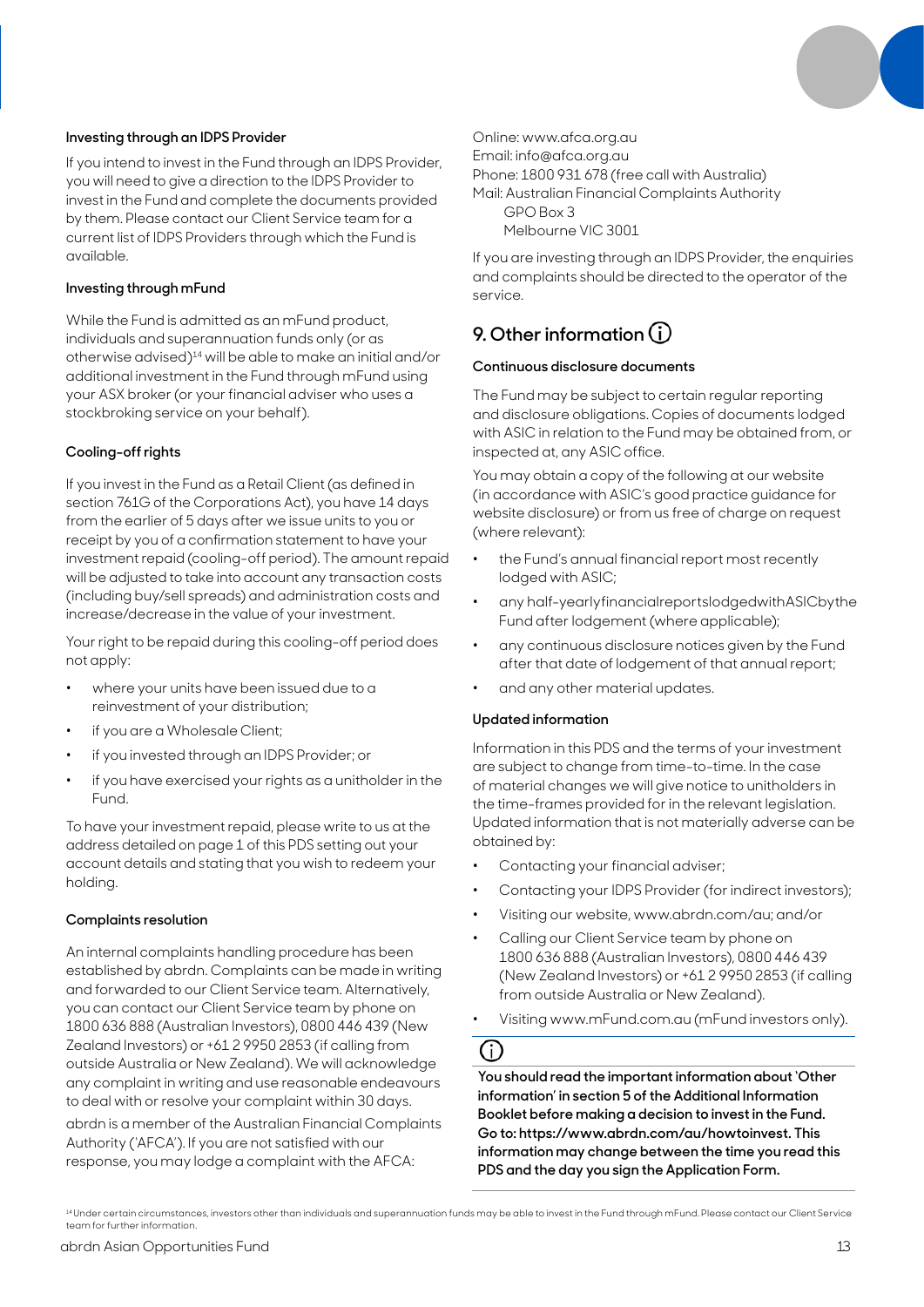### Investing through an IDPS Provider

If you intend to invest in the Fund through an IDPS Provider, you will need to give a direction to the IDPS Provider to invest in the Fund and complete the documents provided by them. Please contact our Client Service team for a current list of IDPS Providers through which the Fund is available.

### Investing through mFund

While the Fund is admitted as an mFund product, individuals and superannuation funds only (or as otherwise advised)[14] will be able to make an initial and/or additional investment in the Fund through mFund using your ASX broker (or your financial adviser who uses a stockbroking service on your behalf).

### Cooling-off rights

If you invest in the Fund as a Retail Client (as defined in section 761G of the Corporations Act), you have 14 days from the earlier of 5 days after we issue units to you or receipt by you of a confirmation statement to have your investment repaid (cooling-off period). The amount repaid will be adjusted to take into account any transaction costs (including buy/sell spreads) and administration costs and increase/decrease in the value of your investment.

Your right to be repaid during this cooling-off period does not apply:

- where your units have been issued due to a reinvestment of your distribution;
- if you are a Wholesale Client;
- if you invested through an IDPS Provider; or
- if you have exercised your rights as a unitholder in the Fund.

To have your investment repaid, please write to us at the address detailed on page 1 of this PDS setting out your account details and stating that you wish to redeem your holding.

### Complaints resolution

An internal complaints handling procedure has been established by abrdn. Complaints can be made in writing and forwarded to our Client Service team. Alternatively, you can contact our Client Service team by phone on 1800 636 888 (Australian Investors), 0800 446 439 (New Zealand Investors) or +61 2 9950 2853 (if calling from outside Australia or New Zealand). We will acknowledge any complaint in writing and use reasonable endeavours to deal with or resolve your complaint within 30 days.

abrdn is a member of the Australian Financial Complaints Authority ('AFCA'). If you are not satisfied with our response, you may lodge a complaint with the AFCA:

Online: www.afca.org.au
Email: info@afca.org.au
Phone: 1800 931 678 (free call with Australia)
Mail: Australian Financial Complaints Authority
GPO Box 3
Melbourne VIC 3001

If you are investing through an IDPS Provider, the enquiries and complaints should be directed to the operator of the service.

## 9. Other information

### Continuous disclosure documents

The Fund may be subject to certain regular reporting and disclosure obligations. Copies of documents lodged with ASIC in relation to the Fund may be obtained from, or inspected at, any ASIC office.

You may obtain a copy of the following at our website (in accordance with ASIC's good practice guidance for website disclosure) or from us free of charge on request (where relevant):

- the Fund's annual financial report most recently lodged with ASIC;
- any half-yearly financial reports lodged with ASIC by the Fund after lodgement (where applicable);
- any continuous disclosure notices given by the Fund after that date of lodgement of that annual report;
- and any other material updates.

### Updated information

Information in this PDS and the terms of your investment are subject to change from time-to-time. In the case of material changes we will give notice to unitholders in the time-frames provided for in the relevant legislation. Updated information that is not materially adverse can be obtained by:

- Contacting your financial adviser;
- Contacting your IDPS Provider (for indirect investors);
- Visiting our website, www.abrdn.com/au; and/or
- Calling our Client Service team by phone on 1800 636 888 (Australian Investors), 0800 446 439 (New Zealand Investors) or +61 2 9950 2853 (if calling from outside Australia or New Zealand).
- Visiting www.mFund.com.au (mFund investors only).

**You should read the important information about 'Other information' in section 5 of the Additional Information Booklet before making a decision to invest in the Fund. Go to: https://www.abrdn.com/au/howtoinvest. This information may change between the time you read this PDS and the day you sign the Application Form.**

[14] Under certain circumstances, investors other than individuals and superannuation funds may be able to invest in the Fund through mFund. Please contact our Client Service team for further information.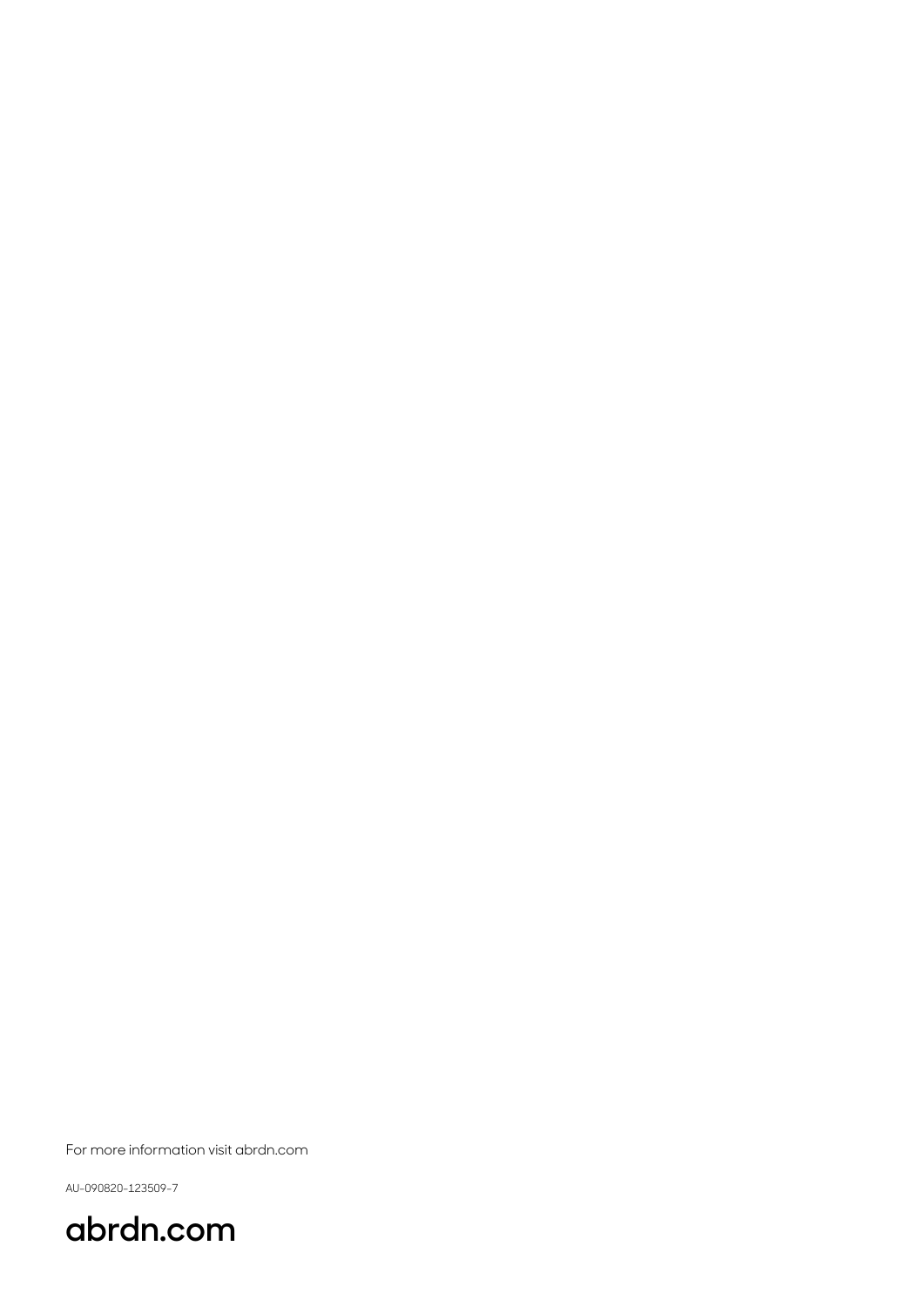For more information visit abrdn.com

AU-090820-123509-7

**abrdn.com**